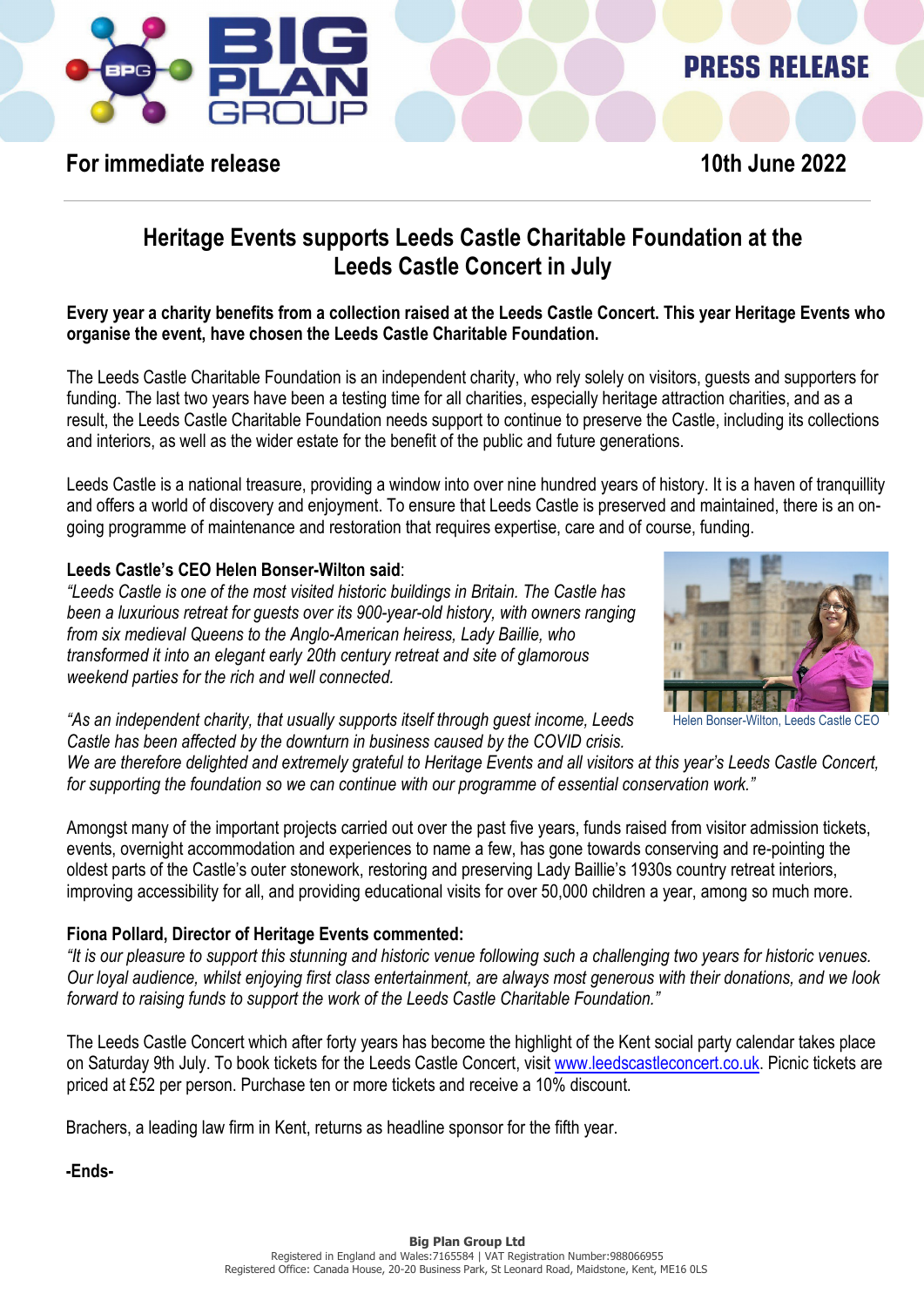PRESS RELEASE

**For immediate release** **10th June 2022**

# Heritage Events supports Leeds Castle Charitable Foundation at the Leeds Castle Concert in July

**Every year a charity benefits from a collection raised at the Leeds Castle Concert. This year Heritage Events who organise the event, have chosen the Leeds Castle Charitable Foundation.**

The Leeds Castle Charitable Foundation is an independent charity, who rely solely on visitors, guests and supporters for funding. The last two years have been a testing time for all charities, especially heritage attraction charities, and as a result, the Leeds Castle Charitable Foundation needs support to continue to preserve the Castle, including its collections and interiors, as well as the wider estate for the benefit of the public and future generations.

Leeds Castle is a national treasure, providing a window into over nine hundred years of history. It is a haven of tranquillity and offers a world of discovery and enjoyment. To ensure that Leeds Castle is preserved and maintained, there is an on-going programme of maintenance and restoration that requires expertise, care and of course, funding.

**Leeds Castle's CEO Helen Bonser-Wilton said**:

*"Leeds Castle is one of the most visited historic buildings in Britain. The Castle has been a luxurious retreat for guests over its 900-year-old history, with owners ranging from six medieval Queens to the Anglo-American heiress, Lady Baillie, who transformed it into an elegant early 20th century retreat and site of glamorous weekend parties for the rich and well connected.*

*"As an independent charity, that usually supports itself through guest income, Leeds Castle has been affected by the downturn in business caused by the COVID crisis. We are therefore delighted and extremely grateful to Heritage Events and all visitors at this year's Leeds Castle Concert, for supporting the foundation so we can continue with our programme of essential conservation work."*

Helen Bonser-Wilton, Leeds Castle CEO

Amongst many of the important projects carried out over the past five years, funds raised from visitor admission tickets, events, overnight accommodation and experiences to name a few, has gone towards conserving and re-pointing the oldest parts of the Castle's outer stonework, restoring and preserving Lady Baillie's 1930s country retreat interiors, improving accessibility for all, and providing educational visits for over 50,000 children a year, among so much more.

**Fiona Pollard, Director of Heritage Events commented:**

*"It is our pleasure to support this stunning and historic venue following such a challenging two years for historic venues. Our loyal audience, whilst enjoying first class entertainment, are always most generous with their donations, and we look forward to raising funds to support the work of the Leeds Castle Charitable Foundation."*

The Leeds Castle Concert which after forty years has become the highlight of the Kent social party calendar takes place on Saturday 9th July. To book tickets for the Leeds Castle Concert, visit www.leedscastleconcert.co.uk. Picnic tickets are priced at £52 per person. Purchase ten or more tickets and receive a 10% discount.

Brachers, a leading law firm in Kent, returns as headline sponsor for the fifth year.

**-Ends-**

**Big Plan Group Ltd**
Registered in England and Wales:7165584 | VAT Registration Number:988066955
Registered Office: Canada House, 20-20 Business Park, St Leonard Road, Maidstone, Kent, ME16 0LS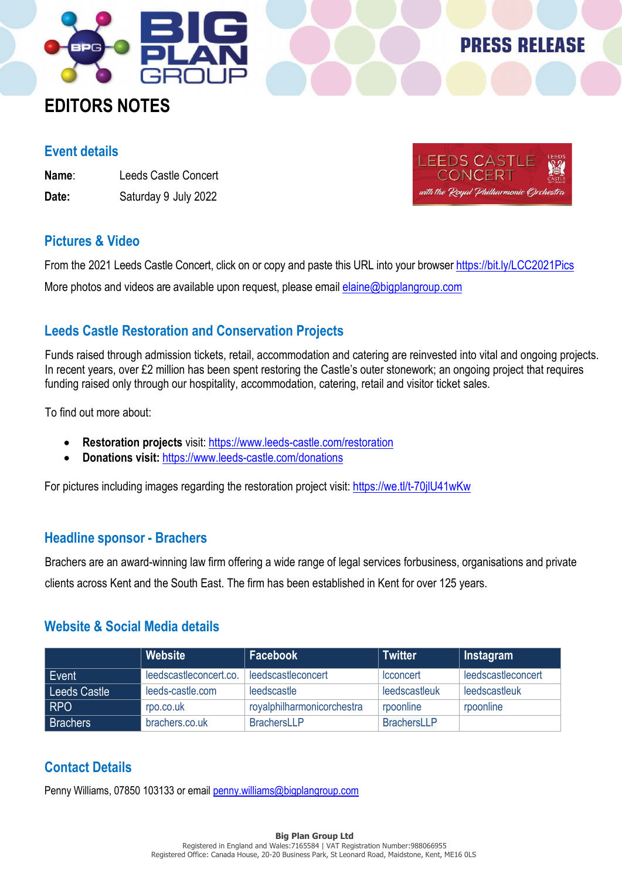PRESS RELEASE

# EDITORS NOTES

## Event details

**Name**: Leeds Castle Concert

**Date:** Saturday 9 July 2022

## Pictures & Video

From the 2021 Leeds Castle Concert, click on or copy and paste this URL into your browser https://bit.ly/LCC2021Pics

More photos and videos are available upon request, please email elaine@bigplangroup.com

## Leeds Castle Restoration and Conservation Projects

Funds raised through admission tickets, retail, accommodation and catering are reinvested into vital and ongoing projects. In recent years, over £2 million has been spent restoring the Castle's outer stonework; an ongoing project that requires funding raised only through our hospitality, accommodation, catering, retail and visitor ticket sales.

To find out more about:

- **Restoration projects** visit: https://www.leeds-castle.com/restoration
- **Donations visit:** https://www.leeds-castle.com/donations

For pictures including images regarding the restoration project visit: https://we.tl/t-70jlU41wKw

## Headline sponsor - Brachers

Brachers are an award-winning law firm offering a wide range of legal services forbusiness, organisations and private clients across Kent and the South East. The firm has been established in Kent for over 125 years.

## Website & Social Media details

| | Website | Facebook | Twitter | Instagram |
|---|---|---|---|---|
| Event | leedscastleconcert.co. | leedscastleconcert | lcconcert | leedscastleconcert |
| Leeds Castle | leeds-castle.com | leedscastle | leedscastleuk | leedscastleuk |
| RPO | rpo.co.uk | royalphilharmonicorchestra | rpoonline | rpoonline |
| Brachers | brachers.co.uk | BrachersLLP | BrachersLLP | |

## Contact Details

Penny Williams, 07850 103133 or email penny.williams@bigplangroup.com

**Big Plan Group Ltd**
Registered in England and Wales:7165584 | VAT Registration Number:988066955
Registered Office: Canada House, 20-20 Business Park, St Leonard Road, Maidstone, Kent, ME16 0LS